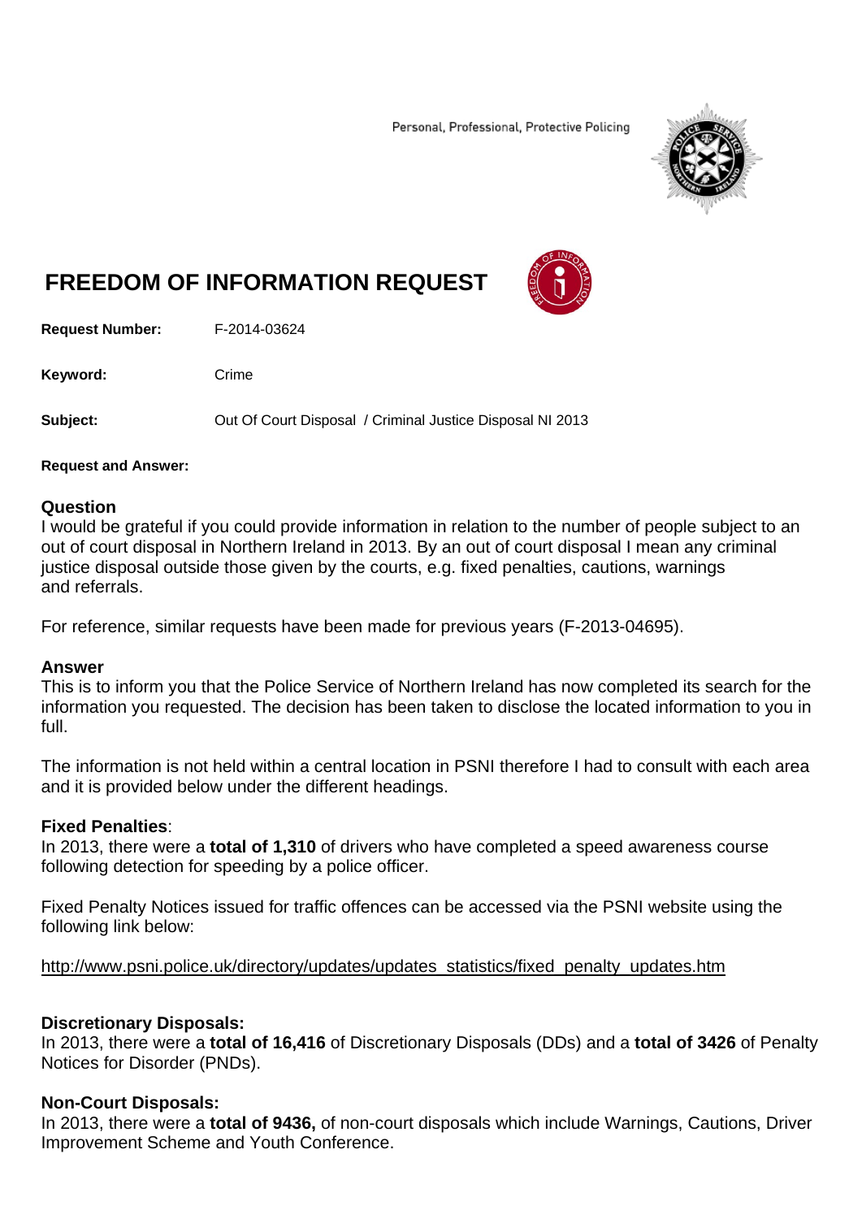Personal, Professional, Protective Policing

# FREEDOM OF INFORMATION REQUEST

**Request Number:** F-2014-03624

**Keyword:** Crime

**Subject:** Out Of Court Disposal / Criminal Justice Disposal NI 2013

**Request and Answer:**

## Question

I would be grateful if you could provide information in relation to the number of people subject to an out of court disposal in Northern Ireland in 2013. By an out of court disposal I mean any criminal justice disposal outside those given by the courts, e.g. fixed penalties, cautions, warnings and referrals.

For reference, similar requests have been made for previous years (F-2013-04695).

## Answer

This is to inform you that the Police Service of Northern Ireland has now completed its search for the information you requested. The decision has been taken to disclose the located information to you in full.

The information is not held within a central location in PSNI therefore I had to consult with each area and it is provided below under the different headings.

**Fixed Penalties**:

In 2013, there were a **total of 1,310** of drivers who have completed a speed awareness course following detection for speeding by a police officer.

Fixed Penalty Notices issued for traffic offences can be accessed via the PSNI website using the following link below:

http://www.psni.police.uk/directory/updates/updates_statistics/fixed_penalty_updates.htm

**Discretionary Disposals:**

In 2013, there were a **total of 16,416** of Discretionary Disposals (DDs) and a **total of 3426** of Penalty Notices for Disorder (PNDs).

**Non-Court Disposals:**

In 2013, there were a **total of 9436,** of non-court disposals which include Warnings, Cautions, Driver Improvement Scheme and Youth Conference.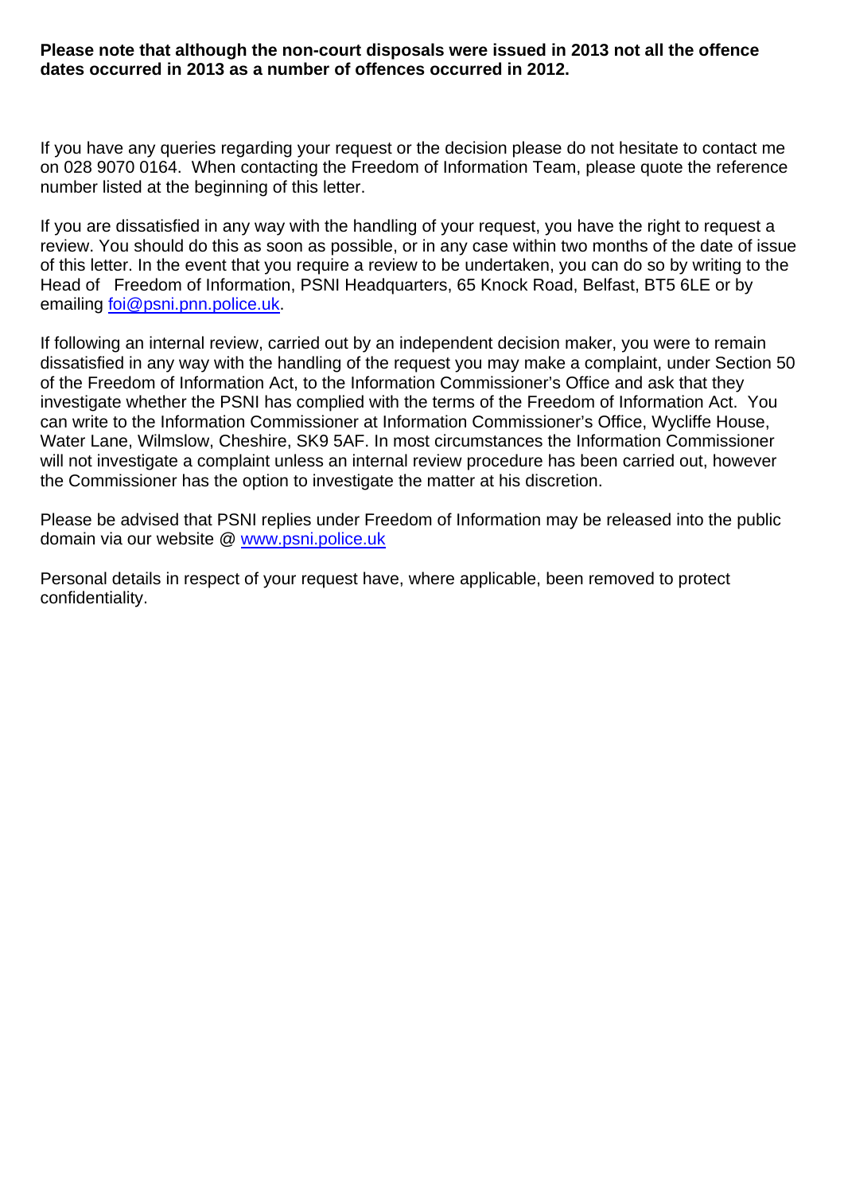**Please note that although the non-court disposals were issued in 2013 not all the offence dates occurred in 2013 as a number of offences occurred in 2012.**

If you have any queries regarding your request or the decision please do not hesitate to contact me on 028 9070 0164. When contacting the Freedom of Information Team, please quote the reference number listed at the beginning of this letter.

If you are dissatisfied in any way with the handling of your request, you have the right to request a review. You should do this as soon as possible, or in any case within two months of the date of issue of this letter. In the event that you require a review to be undertaken, you can do so by writing to the Head of Freedom of Information, PSNI Headquarters, 65 Knock Road, Belfast, BT5 6LE or by emailing foi@psni.pnn.police.uk.

If following an internal review, carried out by an independent decision maker, you were to remain dissatisfied in any way with the handling of the request you may make a complaint, under Section 50 of the Freedom of Information Act, to the Information Commissioner's Office and ask that they investigate whether the PSNI has complied with the terms of the Freedom of Information Act. You can write to the Information Commissioner at Information Commissioner's Office, Wycliffe House, Water Lane, Wilmslow, Cheshire, SK9 5AF. In most circumstances the Information Commissioner will not investigate a complaint unless an internal review procedure has been carried out, however the Commissioner has the option to investigate the matter at his discretion.

Please be advised that PSNI replies under Freedom of Information may be released into the public domain via our website @ www.psni.police.uk

Personal details in respect of your request have, where applicable, been removed to protect confidentiality.